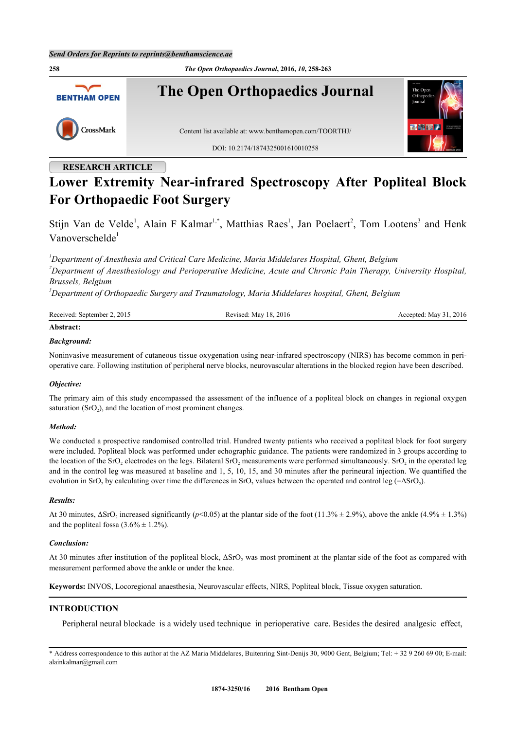RESEARCH ARTICLE

# Lower Extremity Near-infrared Spectroscopy After Popliteal Block For Orthopaedic Foot Surgery

Stijn Van de Velde[1], Alain F Kalmar[1,*], Matthias Raes[1], Jan Poelaert[2], Tom Lootens[3] and Henk Vanoverschelde[1]

[1]*Department of Anesthesia and Critical Care Medicine, Maria Middelares Hospital, Ghent, Belgium*
[2]*Department of Anesthesiology and Perioperative Medicine, Acute and Chronic Pain Therapy, University Hospital, Brussels, Belgium*
[3]*Department of Orthopaedic Surgery and Traumatology, Maria Middelares hospital, Ghent, Belgium*

Received: September 2, 2015 Revised: May 18, 2016 Accepted: May 31, 2016

**Abstract:**

***Background:***

Noninvasive measurement of cutaneous tissue oxygenation using near-infrared spectroscopy (NIRS) has become common in peri-operative care. Following institution of peripheral nerve blocks, neurovascular alterations in the blocked region have been described.

***Objective:***

The primary aim of this study encompassed the assessment of the influence of a popliteal block on changes in regional oxygen saturation ($SrO_2$), and the location of most prominent changes.

***Method:***

We conducted a prospective randomised controlled trial. Hundred twenty patients who received a popliteal block for foot surgery were included. Popliteal block was performed under echographic guidance. The patients were randomized in 3 groups according to the location of the $SrO_2$ electrodes on the legs. Bilateral $SrO_2$ measurements were performed simultaneously. $SrO_2$ in the operated leg and in the control leg was measured at baseline and 1, 5, 10, 15, and 30 minutes after the perineural injection. We quantified the evolution in $SrO_2$ by calculating over time the differences in $SrO_2$ values between the operated and control leg (=$\Delta SrO_2$).

***Results:***

At 30 minutes, $\Delta SrO_2$ increased significantly ($p<0.05$) at the plantar side of the foot (11.3% ± 2.9%), above the ankle (4.9% ± 1.3%) and the popliteal fossa (3.6% ± 1.2%).

***Conclusion:***

At 30 minutes after institution of the popliteal block, $\Delta SrO_2$ was most prominent at the plantar side of the foot as compared with measurement performed above the ankle or under the knee.

**Keywords:** INVOS, Locoregional anaesthesia, Neurovascular effects, NIRS, Popliteal block, Tissue oxygen saturation.

## INTRODUCTION

Peripheral neural blockade is a widely used technique in perioperative care. Besides the desired analgesic effect,

\* Address correspondence to this author at the AZ Maria Middelares, Buitenring Sint-Denijs 30, 9000 Gent, Belgium; Tel: + 32 9 260 69 00; E-mail: alainkalmar@gmail.com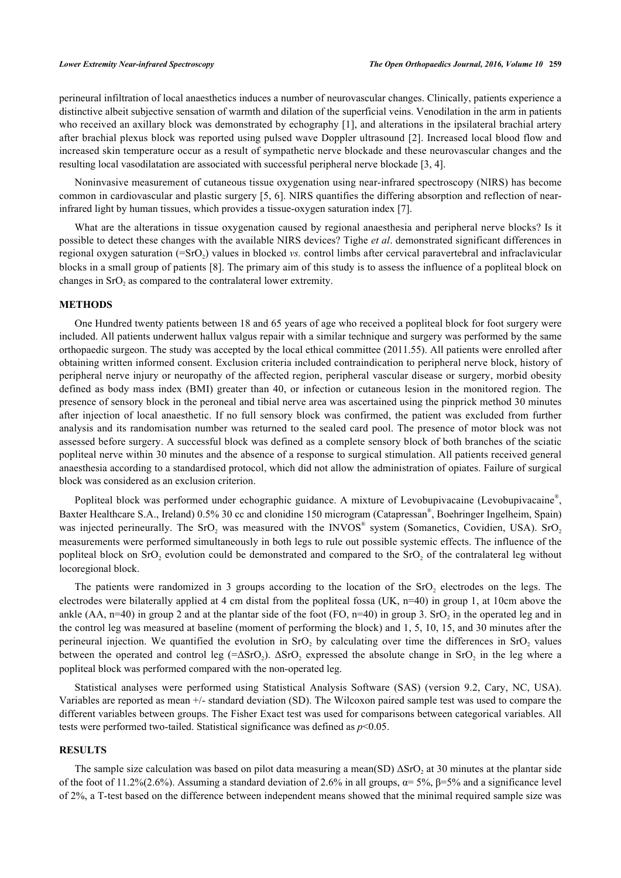perineural infiltration of local anaesthetics induces a number of neurovascular changes. Clinically, patients experience a distinctive albeit subjective sensation of warmth and dilation of the superficial veins. Venodilation in the arm in patients who received an axillary block was demonstrated by echography [1], and alterations in the ipsilateral brachial artery after brachial plexus block was reported using pulsed wave Doppler ultrasound [2]. Increased local blood flow and increased skin temperature occur as a result of sympathetic nerve blockade and these neurovascular changes and the resulting local vasodilatation are associated with successful peripheral nerve blockade [3, 4].

Noninvasive measurement of cutaneous tissue oxygenation using near-infrared spectroscopy (NIRS) has become common in cardiovascular and plastic surgery [5, 6]. NIRS quantifies the differing absorption and reflection of near-infrared light by human tissues, which provides a tissue-oxygen saturation index [7].

What are the alterations in tissue oxygenation caused by regional anaesthesia and peripheral nerve blocks? Is it possible to detect these changes with the available NIRS devices? Tighe *et al*. demonstrated significant differences in regional oxygen saturation (=$SrO_2$) values in blocked *vs.* control limbs after cervical paravertebral and infraclavicular blocks in a small group of patients [8]. The primary aim of this study is to assess the influence of a popliteal block on changes in $SrO_2$ as compared to the contralateral lower extremity.

## METHODS

One Hundred twenty patients between 18 and 65 years of age who received a popliteal block for foot surgery were included. All patients underwent hallux valgus repair with a similar technique and surgery was performed by the same orthopaedic surgeon. The study was accepted by the local ethical committee (2011.55). All patients were enrolled after obtaining written informed consent. Exclusion criteria included contraindication to peripheral nerve block, history of peripheral nerve injury or neuropathy of the affected region, peripheral vascular disease or surgery, morbid obesity defined as body mass index (BMI) greater than 40, or infection or cutaneous lesion in the monitored region. The presence of sensory block in the peroneal and tibial nerve area was ascertained using the pinprick method 30 minutes after injection of local anaesthetic. If no full sensory block was confirmed, the patient was excluded from further analysis and its randomisation number was returned to the sealed card pool. The presence of motor block was not assessed before surgery. A successful block was defined as a complete sensory block of both branches of the sciatic popliteal nerve within 30 minutes and the absence of a response to surgical stimulation. All patients received general anaesthesia according to a standardised protocol, which did not allow the administration of opiates. Failure of surgical block was considered as an exclusion criterion.

Popliteal block was performed under echographic guidance. A mixture of Levobupivacaine (Levobupivacaine®, Baxter Healthcare S.A., Ireland) 0.5% 30 cc and clonidine 150 microgram (Catapressan®, Boehringer Ingelheim, Spain) was injected perineurally. The $SrO_2$ was measured with the INVOS® system (Somanetics, Covidien, USA). $SrO_2$ measurements were performed simultaneously in both legs to rule out possible systemic effects. The influence of the popliteal block on $SrO_2$ evolution could be demonstrated and compared to the $SrO_2$ of the contralateral leg without locoregional block.

The patients were randomized in 3 groups according to the location of the $SrO_2$ electrodes on the legs. The electrodes were bilaterally applied at 4 cm distal from the popliteal fossa (UK, n=40) in group 1, at 10cm above the ankle (AA, n=40) in group 2 and at the plantar side of the foot (FO, n=40) in group 3. $SrO_2$ in the operated leg and in the control leg was measured at baseline (moment of performing the block) and 1, 5, 10, 15, and 30 minutes after the perineural injection. We quantified the evolution in $SrO_2$ by calculating over time the differences in $SrO_2$ values between the operated and control leg (=$\Delta SrO_2$). $\Delta SrO_2$ expressed the absolute change in $SrO_2$ in the leg where a popliteal block was performed compared with the non-operated leg.

Statistical analyses were performed using Statistical Analysis Software (SAS) (version 9.2, Cary, NC, USA). Variables are reported as mean +/- standard deviation (SD). The Wilcoxon paired sample test was used to compare the different variables between groups. The Fisher Exact test was used for comparisons between categorical variables. All tests were performed two-tailed. Statistical significance was defined as $p<0.05$.

## RESULTS

The sample size calculation was based on pilot data measuring a mean(SD) $\Delta SrO_2$ at 30 minutes at the plantar side of the foot of 11.2%(2.6%). Assuming a standard deviation of 2.6% in all groups, $\alpha = 5\%$, $\beta = 5\%$ and a significance level of 2%, a T-test based on the difference between independent means showed that the minimal required sample size was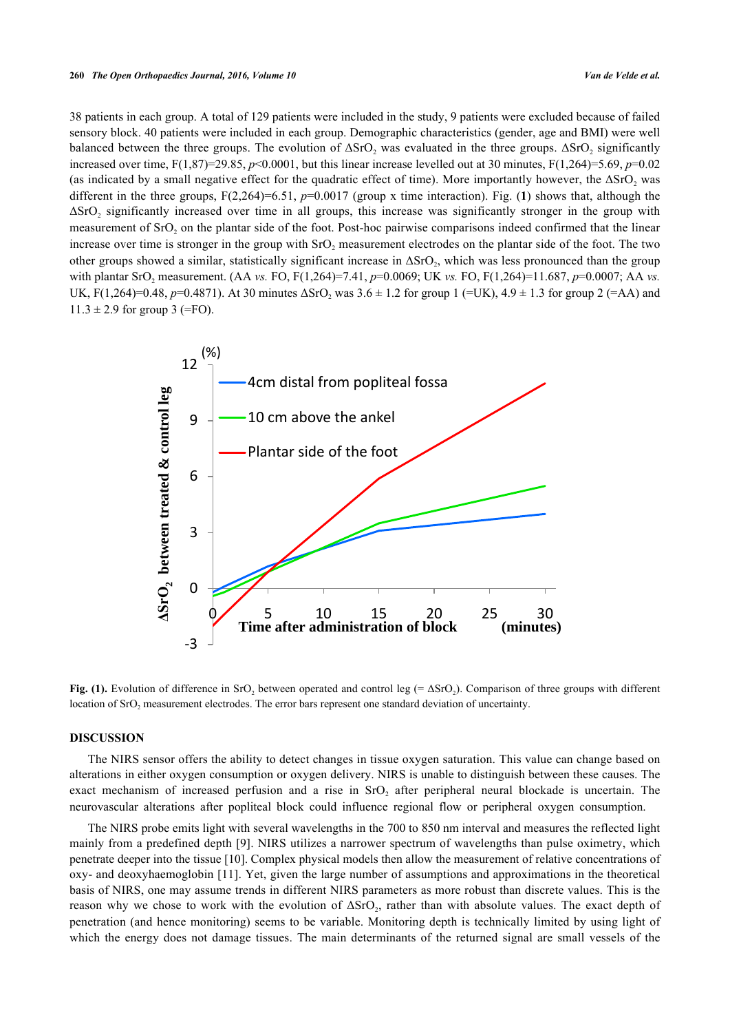38 patients in each group. A total of 129 patients were included in the study, 9 patients were excluded because of failed sensory block. 40 patients were included in each group. Demographic characteristics (gender, age and BMI) were well balanced between the three groups. The evolution of $\Delta SrO_2$ was evaluated in the three groups. $\Delta SrO_2$ significantly increased over time, $F(1,87)=29.85$, $p<0.0001$, but this linear increase levelled out at 30 minutes, $F(1,264)=5.69$, $p=0.02$ (as indicated by a small negative effect for the quadratic effect of time). More importantly however, the $\Delta SrO_2$ was different in the three groups, $F(2,264)=6.51$, $p=0.0017$ (group x time interaction). Fig. (**1**) shows that, although the $\Delta SrO_2$ significantly increased over time in all groups, this increase was significantly stronger in the group with measurement of $SrO_2$ on the plantar side of the foot. Post-hoc pairwise comparisons indeed confirmed that the linear increase over time is stronger in the group with $SrO_2$ measurement electrodes on the plantar side of the foot. The two other groups showed a similar, statistically significant increase in $\Delta SrO_2$, which was less pronounced than the group with plantar $SrO_2$ measurement. (AA *vs.* FO, $F(1,264)=7.41$, $p=0.0069$; UK *vs.* FO, $F(1,264)=11.687$, $p=0.0007$; AA *vs.* UK, $F(1,264)=0.48$, $p=0.4871$). At 30 minutes $\Delta SrO_2$ was $3.6 \pm 1.2$ for group 1 (=UK), $4.9 \pm 1.3$ for group 2 (=AA) and $11.3 \pm 2.9$ for group 3 (=FO).

**Fig. (1).** Evolution of difference in $SrO_2$ between operated and control leg (= $\Delta SrO_2$). Comparison of three groups with different location of $SrO_2$ measurement electrodes. The error bars represent one standard deviation of uncertainty.

## DISCUSSION

The NIRS sensor offers the ability to detect changes in tissue oxygen saturation. This value can change based on alterations in either oxygen consumption or oxygen delivery. NIRS is unable to distinguish between these causes. The exact mechanism of increased perfusion and a rise in $SrO_2$ after peripheral neural blockade is uncertain. The neurovascular alterations after popliteal block could influence regional flow or peripheral oxygen consumption.

The NIRS probe emits light with several wavelengths in the 700 to 850 nm interval and measures the reflected light mainly from a predefined depth [9]. NIRS utilizes a narrower spectrum of wavelengths than pulse oximetry, which penetrate deeper into the tissue [10]. Complex physical models then allow the measurement of relative concentrations of oxy- and deoxyhaemoglobin [11]. Yet, given the large number of assumptions and approximations in the theoretical basis of NIRS, one may assume trends in different NIRS parameters as more robust than discrete values. This is the reason why we chose to work with the evolution of $\Delta SrO_2$, rather than with absolute values. The exact depth of penetration (and hence monitoring) seems to be variable. Monitoring depth is technically limited by using light of which the energy does not damage tissues. The main determinants of the returned signal are small vessels of the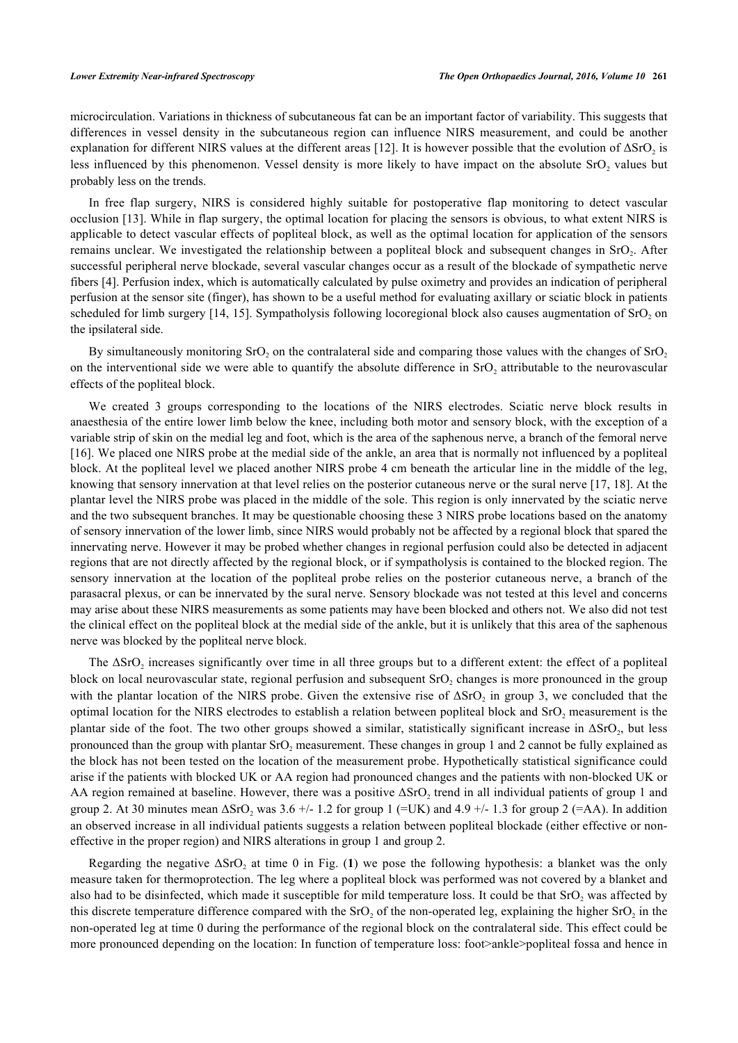microcirculation. Variations in thickness of subcutaneous fat can be an important factor of variability. This suggests that differences in vessel density in the subcutaneous region can influence NIRS measurement, and could be another explanation for different NIRS values at the different areas [12]. It is however possible that the evolution of $\Delta SrO_2$ is less influenced by this phenomenon. Vessel density is more likely to have impact on the absolute $SrO_2$ values but probably less on the trends.

In free flap surgery, NIRS is considered highly suitable for postoperative flap monitoring to detect vascular occlusion [13]. While in flap surgery, the optimal location for placing the sensors is obvious, to what extent NIRS is applicable to detect vascular effects of popliteal block, as well as the optimal location for application of the sensors remains unclear. We investigated the relationship between a popliteal block and subsequent changes in $SrO_2$. After successful peripheral nerve blockade, several vascular changes occur as a result of the blockade of sympathetic nerve fibers [4]. Perfusion index, which is automatically calculated by pulse oximetry and provides an indication of peripheral perfusion at the sensor site (finger), has shown to be a useful method for evaluating axillary or sciatic block in patients scheduled for limb surgery [14, 15]. Sympatholysis following locoregional block also causes augmentation of $SrO_2$ on the ipsilateral side.

By simultaneously monitoring $SrO_2$ on the contralateral side and comparing those values with the changes of $SrO_2$ on the interventional side we were able to quantify the absolute difference in $SrO_2$ attributable to the neurovascular effects of the popliteal block.

We created 3 groups corresponding to the locations of the NIRS electrodes. Sciatic nerve block results in anaesthesia of the entire lower limb below the knee, including both motor and sensory block, with the exception of a variable strip of skin on the medial leg and foot, which is the area of the saphenous nerve, a branch of the femoral nerve [16]. We placed one NIRS probe at the medial side of the ankle, an area that is normally not influenced by a popliteal block. At the popliteal level we placed another NIRS probe 4 cm beneath the articular line in the middle of the leg, knowing that sensory innervation at that level relies on the posterior cutaneous nerve or the sural nerve [17, 18]. At the plantar level the NIRS probe was placed in the middle of the sole. This region is only innervated by the sciatic nerve and the two subsequent branches. It may be questionable choosing these 3 NIRS probe locations based on the anatomy of sensory innervation of the lower limb, since NIRS would probably not be affected by a regional block that spared the innervating nerve. However it may be probed whether changes in regional perfusion could also be detected in adjacent regions that are not directly affected by the regional block, or if sympatholysis is contained to the blocked region. The sensory innervation at the location of the popliteal probe relies on the posterior cutaneous nerve, a branch of the parasacral plexus, or can be innervated by the sural nerve. Sensory blockade was not tested at this level and concerns may arise about these NIRS measurements as some patients may have been blocked and others not. We also did not test the clinical effect on the popliteal block at the medial side of the ankle, but it is unlikely that this area of the saphenous nerve was blocked by the popliteal nerve block.

The $\Delta SrO_2$ increases significantly over time in all three groups but to a different extent: the effect of a popliteal block on local neurovascular state, regional perfusion and subsequent $SrO_2$ changes is more pronounced in the group with the plantar location of the NIRS probe. Given the extensive rise of $\Delta SrO_2$ in group 3, we concluded that the optimal location for the NIRS electrodes to establish a relation between popliteal block and $SrO_2$ measurement is the plantar side of the foot. The two other groups showed a similar, statistically significant increase in $\Delta SrO_2$, but less pronounced than the group with plantar $SrO_2$ measurement. These changes in group 1 and 2 cannot be fully explained as the block has not been tested on the location of the measurement probe. Hypothetically statistical significance could arise if the patients with blocked UK or AA region had pronounced changes and the patients with non-blocked UK or AA region remained at baseline. However, there was a positive $\Delta SrO_2$ trend in all individual patients of group 1 and group 2. At 30 minutes mean $\Delta SrO_2$ was 3.6 +/- 1.2 for group 1 (=UK) and 4.9 +/- 1.3 for group 2 (=AA). In addition an observed increase in all individual patients suggests a relation between popliteal blockade (either effective or non-effective in the proper region) and NIRS alterations in group 1 and group 2.

Regarding the negative $\Delta SrO_2$ at time 0 in Fig. (**1**) we pose the following hypothesis: a blanket was the only measure taken for thermoprotection. The leg where a popliteal block was performed was not covered by a blanket and also had to be disinfected, which made it susceptible for mild temperature loss. It could be that $SrO_2$ was affected by this discrete temperature difference compared with the $SrO_2$ of the non-operated leg, explaining the higher $SrO_2$ in the non-operated leg at time 0 during the performance of the regional block on the contralateral side. This effect could be more pronounced depending on the location: In function of temperature loss: foot>ankle>popliteal fossa and hence in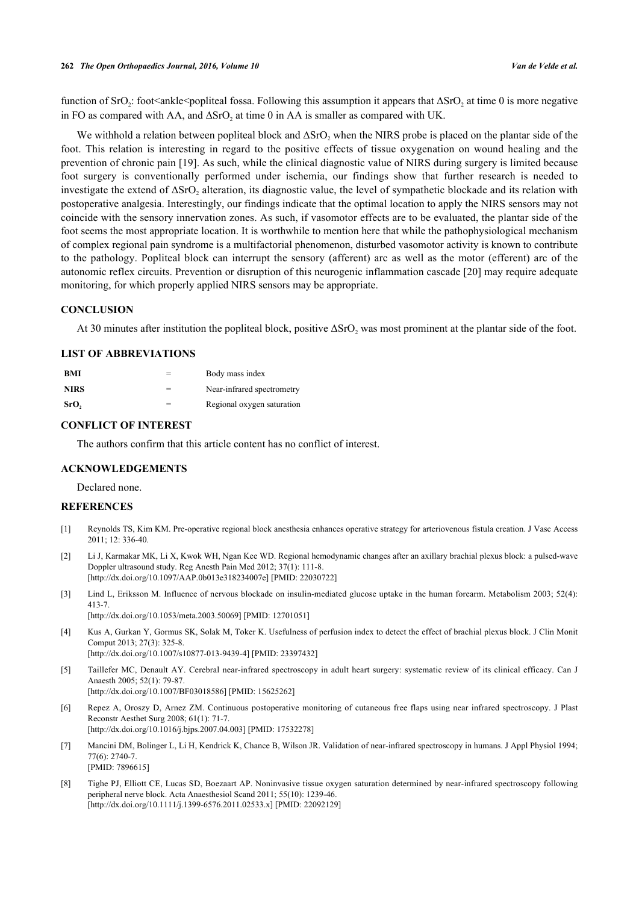function of $SrO_2$: foot<ankle<popliteal fossa. Following this assumption it appears that $\Delta SrO_2$ at time 0 is more negative in FO as compared with AA, and $\Delta SrO_2$ at time 0 in AA is smaller as compared with UK.

We withhold a relation between popliteal block and $\Delta SrO_2$ when the NIRS probe is placed on the plantar side of the foot. This relation is interesting in regard to the positive effects of tissue oxygenation on wound healing and the prevention of chronic pain [19]. As such, while the clinical diagnostic value of NIRS during surgery is limited because foot surgery is conventionally performed under ischemia, our findings show that further research is needed to investigate the extend of $\Delta SrO_2$ alteration, its diagnostic value, the level of sympathetic blockade and its relation with postoperative analgesia. Interestingly, our findings indicate that the optimal location to apply the NIRS sensors may not coincide with the sensory innervation zones. As such, if vasomotor effects are to be evaluated, the plantar side of the foot seems the most appropriate location. It is worthwhile to mention here that while the pathophysiological mechanism of complex regional pain syndrome is a multifactorial phenomenon, disturbed vasomotor activity is known to contribute to the pathology. Popliteal block can interrupt the sensory (afferent) arc as well as the motor (efferent) arc of the autonomic reflex circuits. Prevention or disruption of this neurogenic inflammation cascade [20] may require adequate monitoring, for which properly applied NIRS sensors may be appropriate.

## CONCLUSION

At 30 minutes after institution the popliteal block, positive $\Delta SrO_2$ was most prominent at the plantar side of the foot.

## LIST OF ABBREVIATIONS

| | | |
|---|---|---|
| **BMI** | = | Body mass index |
| **NIRS** | = | Near-infrared spectrometry |
| **$SrO_2$** | = | Regional oxygen saturation |

## CONFLICT OF INTEREST

The authors confirm that this article content has no conflict of interest.

## ACKNOWLEDGEMENTS

Declared none.

## REFERENCES

[1] Reynolds TS, Kim KM. Pre-operative regional block anesthesia enhances operative strategy for arteriovenous fistula creation. J Vasc Access 2011; 12: 336-40.

[2] Li J, Karmakar MK, Li X, Kwok WH, Ngan Kee WD. Regional hemodynamic changes after an axillary brachial plexus block: a pulsed-wave Doppler ultrasound study. Reg Anesth Pain Med 2012; 37(1): 111-8. [http://dx.doi.org/10.1097/AAP.0b013e318234007e] [PMID: 22030722]

[3] Lind L, Eriksson M. Influence of nervous blockade on insulin-mediated glucose uptake in the human forearm. Metabolism 2003; 52(4): 413-7. [http://dx.doi.org/10.1053/meta.2003.50069] [PMID: 12701051]

[4] Kus A, Gurkan Y, Gormus SK, Solak M, Toker K. Usefulness of perfusion index to detect the effect of brachial plexus block. J Clin Monit Comput 2013; 27(3): 325-8. [http://dx.doi.org/10.1007/s10877-013-9439-4] [PMID: 23397432]

[5] Taillefer MC, Denault AY. Cerebral near-infrared spectroscopy in adult heart surgery: systematic review of its clinical efficacy. Can J Anaesth 2005; 52(1): 79-87. [http://dx.doi.org/10.1007/BF03018586] [PMID: 15625262]

[6] Repez A, Oroszy D, Arnez ZM. Continuous postoperative monitoring of cutaneous free flaps using near infrared spectroscopy. J Plast Reconstr Aesthet Surg 2008; 61(1): 71-7. [http://dx.doi.org/10.1016/j.bjps.2007.04.003] [PMID: 17532278]

[7] Mancini DM, Bolinger L, Li H, Kendrick K, Chance B, Wilson JR. Validation of near-infrared spectroscopy in humans. J Appl Physiol 1994; 77(6): 2740-7. [PMID: 7896615]

[8] Tighe PJ, Elliott CE, Lucas SD, Boezaart AP. Noninvasive tissue oxygen saturation determined by near-infrared spectroscopy following peripheral nerve block. Acta Anaesthesiol Scand 2011; 55(10): 1239-46. [http://dx.doi.org/10.1111/j.1399-6576.2011.02533.x] [PMID: 22092129]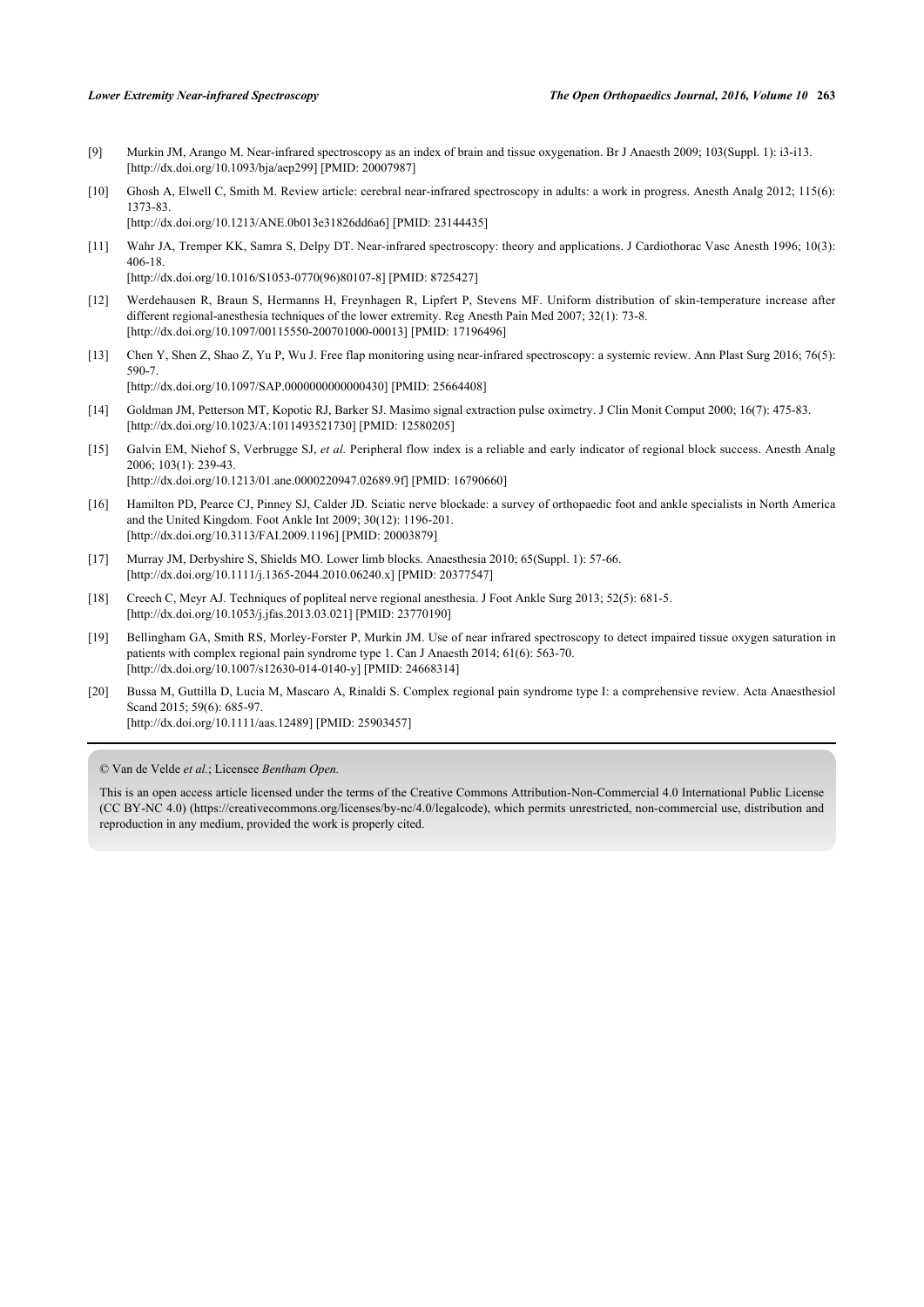[9] Murkin JM, Arango M. Near-infrared spectroscopy as an index of brain and tissue oxygenation. Br J Anaesth 2009; 103(Suppl. 1): i3-i13. [http://dx.doi.org/10.1093/bja/aep299] [PMID: 20007987]

[10] Ghosh A, Elwell C, Smith M. Review article: cerebral near-infrared spectroscopy in adults: a work in progress. Anesth Analg 2012; 115(6): 1373-83. [http://dx.doi.org/10.1213/ANE.0b013e31826dd6a6] [PMID: 23144435]

[11] Wahr JA, Tremper KK, Samra S, Delpy DT. Near-infrared spectroscopy: theory and applications. J Cardiothorac Vasc Anesth 1996; 10(3): 406-18. [http://dx.doi.org/10.1016/S1053-0770(96)80107-8] [PMID: 8725427]

[12] Werdehausen R, Braun S, Hermanns H, Freynhagen R, Lipfert P, Stevens MF. Uniform distribution of skin-temperature increase after different regional-anesthesia techniques of the lower extremity. Reg Anesth Pain Med 2007; 32(1): 73-8. [http://dx.doi.org/10.1097/00115550-200701000-00013] [PMID: 17196496]

[13] Chen Y, Shen Z, Shao Z, Yu P, Wu J. Free flap monitoring using near-infrared spectroscopy: a systemic review. Ann Plast Surg 2016; 76(5): 590-7. [http://dx.doi.org/10.1097/SAP.0000000000000430] [PMID: 25664408]

[14] Goldman JM, Petterson MT, Kopotic RJ, Barker SJ. Masimo signal extraction pulse oximetry. J Clin Monit Comput 2000; 16(7): 475-83. [http://dx.doi.org/10.1023/A:1011493521730] [PMID: 12580205]

[15] Galvin EM, Niehof S, Verbrugge SJ, *et al.* Peripheral flow index is a reliable and early indicator of regional block success. Anesth Analg 2006; 103(1): 239-43. [http://dx.doi.org/10.1213/01.ane.0000220947.02689.9f] [PMID: 16790660]

[16] Hamilton PD, Pearce CJ, Pinney SJ, Calder JD. Sciatic nerve blockade: a survey of orthopaedic foot and ankle specialists in North America and the United Kingdom. Foot Ankle Int 2009; 30(12): 1196-201. [http://dx.doi.org/10.3113/FAI.2009.1196] [PMID: 20003879]

[17] Murray JM, Derbyshire S, Shields MO. Lower limb blocks. Anaesthesia 2010; 65(Suppl. 1): 57-66. [http://dx.doi.org/10.1111/j.1365-2044.2010.06240.x] [PMID: 20377547]

[18] Creech C, Meyr AJ. Techniques of popliteal nerve regional anesthesia. J Foot Ankle Surg 2013; 52(5): 681-5. [http://dx.doi.org/10.1053/j.jfas.2013.03.021] [PMID: 23770190]

[19] Bellingham GA, Smith RS, Morley-Forster P, Murkin JM. Use of near infrared spectroscopy to detect impaired tissue oxygen saturation in patients with complex regional pain syndrome type 1. Can J Anaesth 2014; 61(6): 563-70. [http://dx.doi.org/10.1007/s12630-014-0140-y] [PMID: 24668314]

[20] Bussa M, Guttilla D, Lucia M, Mascaro A, Rinaldi S. Complex regional pain syndrome type I: a comprehensive review. Acta Anaesthesiol Scand 2015; 59(6): 685-97. [http://dx.doi.org/10.1111/aas.12489] [PMID: 25903457]

© Van de Velde *et al.*; Licensee *Bentham Open.*

This is an open access article licensed under the terms of the Creative Commons Attribution-Non-Commercial 4.0 International Public License (CC BY-NC 4.0) (https://creativecommons.org/licenses/by-nc/4.0/legalcode), which permits unrestricted, non-commercial use, distribution and reproduction in any medium, provided the work is properly cited.